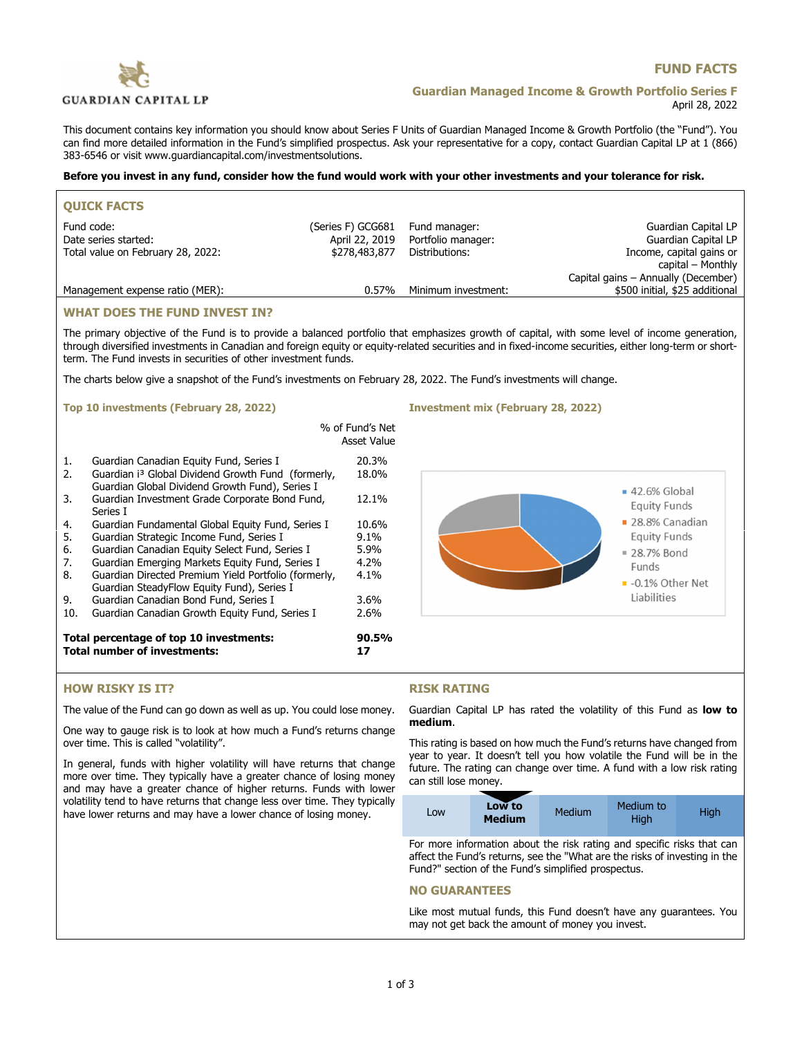GUARDIAN CAPITAL LP

# FUND FACTS

## Guardian Managed Income & Growth Portfolio Series F

April 28, 2022

This document contains key information you should know about Series F Units of Guardian Managed Income & Growth Portfolio (the "Fund"). You can find more detailed information in the Fund's simplified prospectus. Ask your representative for a copy, contact Guardian Capital LP at 1 (866) 383-6546 or visit www.guardiancapital.com/investmentsolutions.

**Before you invest in any fund, consider how the fund would work with your other investments and your tolerance for risk.**

## QUICK FACTS

| | | | |
|---|---|---|---|
| Fund code: | (Series F) GCG681 | Fund manager: | Guardian Capital LP |
| Date series started: | April 22, 2019 | Portfolio manager: | Guardian Capital LP |
| Total value on February 28, 2022: | $278,483,877 | Distributions: | Income, capital gains or capital – Monthly<br>Capital gains – Annually (December) |
| Management expense ratio (MER): | 0.57% | Minimum investment: | $500 initial, $25 additional |

## WHAT DOES THE FUND INVEST IN?

The primary objective of the Fund is to provide a balanced portfolio that emphasizes growth of capital, with some level of income generation, through diversified investments in Canadian and foreign equity or equity-related securities and in fixed-income securities, either long-term or short-term. The Fund invests in securities of other investment funds.

The charts below give a snapshot of the Fund's investments on February 28, 2022. The Fund's investments will change.

### Top 10 investments (February 28, 2022)

| | | % of Fund's Net Asset Value |
|---|---|---|
| 1. | Guardian Canadian Equity Fund, Series I | 20.3% |
| 2. | Guardian i³ Global Dividend Growth Fund (formerly, Guardian Global Dividend Growth Fund), Series I | 18.0% |
| 3. | Guardian Investment Grade Corporate Bond Fund, Series I | 12.1% |
| 4. | Guardian Fundamental Global Equity Fund, Series I | 10.6% |
| 5. | Guardian Strategic Income Fund, Series I | 9.1% |
| 6. | Guardian Canadian Equity Select Fund, Series I | 5.9% |
| 7. | Guardian Emerging Markets Equity Fund, Series I | 4.2% |
| 8. | Guardian Directed Premium Yield Portfolio (formerly, Guardian SteadyFlow Equity Fund), Series I | 4.1% |
| 9. | Guardian Canadian Bond Fund, Series I | 3.6% |
| 10. | Guardian Canadian Growth Equity Fund, Series I | 2.6% |
| **Total percentage of top 10 investments:** | | **90.5%** |
| **Total number of investments:** | | **17** |

### Investment mix (February 28, 2022)

- 42.6% Global Equity Funds
- 28.8% Canadian Equity Funds
- 28.7% Bond Funds
- -0.1% Other Net Liabilities

## HOW RISKY IS IT?

The value of the Fund can go down as well as up. You could lose money.

One way to gauge risk is to look at how much a Fund's returns change over time. This is called "volatility".

In general, funds with higher volatility will have returns that change more over time. They typically have a greater chance of losing money and may have a greater chance of higher returns. Funds with lower volatility tend to have returns that change less over time. They typically have lower returns and may have a lower chance of losing money.

## RISK RATING

Guardian Capital LP has rated the volatility of this Fund as **low to medium**.

This rating is based on how much the Fund's returns have changed from year to year. It doesn't tell you how volatile the Fund will be in the future. The rating can change over time. A fund with a low risk rating can still lose money.

| Low | **Low to Medium** | Medium | Medium to High | High |
|---|---|---|---|---|

For more information about the risk rating and specific risks that can affect the Fund's returns, see the "What are the risks of investing in the Fund?" section of the Fund's simplified prospectus.

## NO GUARANTEES

Like most mutual funds, this Fund doesn't have any guarantees. You may not get back the amount of money you invest.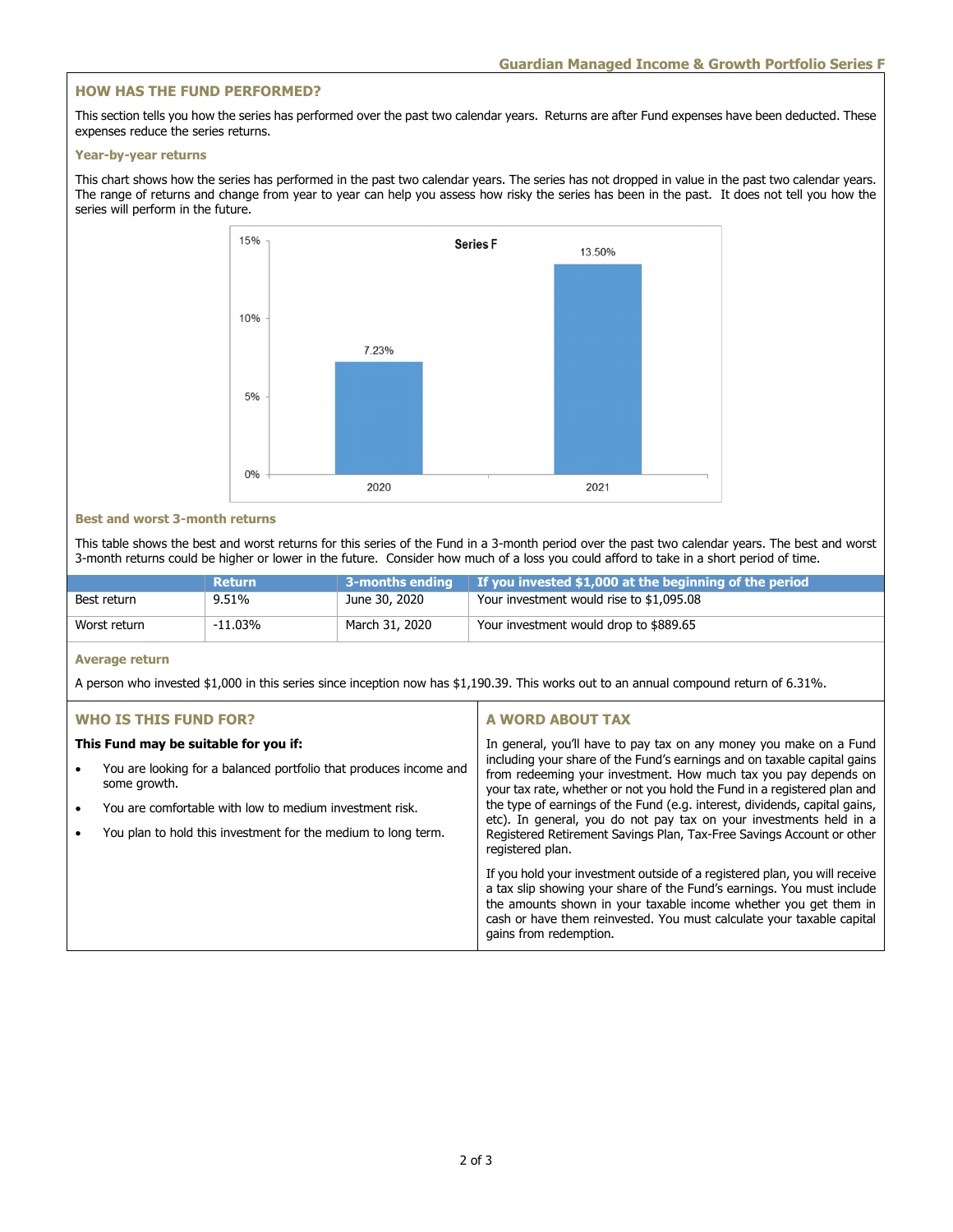## HOW HAS THE FUND PERFORMED?

This section tells you how the series has performed over the past two calendar years. Returns are after Fund expenses have been deducted. These expenses reduce the series returns.

### Year-by-year returns

This chart shows how the series has performed in the past two calendar years. The series has not dropped in value in the past two calendar years. The range of returns and change from year to year can help you assess how risky the series has been in the past. It does not tell you how the series will perform in the future.

**Series F**

| Year | Return |
|---|---|
| 2020 | 7.23% |
| 2021 | 13.50% |

### Best and worst 3-month returns

This table shows the best and worst returns for this series of the Fund in a 3-month period over the past two calendar years. The best and worst 3-month returns could be higher or lower in the future. Consider how much of a loss you could afford to take in a short period of time.

| | Return | 3-months ending | If you invested $1,000 at the beginning of the period |
|---|---|---|---|
| Best return | 9.51% | June 30, 2020 | Your investment would rise to $1,095.08 |
| Worst return | -11.03% | March 31, 2020 | Your investment would drop to $889.65 |

### Average return

A person who invested $1,000 in this series since inception now has $1,190.39. This works out to an annual compound return of 6.31%.

## WHO IS THIS FUND FOR?

**This Fund may be suitable for you if:**

- You are looking for a balanced portfolio that produces income and some growth.
- You are comfortable with low to medium investment risk.
- You plan to hold this investment for the medium to long term.

## A WORD ABOUT TAX

In general, you'll have to pay tax on any money you make on a Fund including your share of the Fund's earnings and on taxable capital gains from redeeming your investment. How much tax you pay depends on your tax rate, whether or not you hold the Fund in a registered plan and the type of earnings of the Fund (e.g. interest, dividends, capital gains, etc). In general, you do not pay tax on your investments held in a Registered Retirement Savings Plan, Tax-Free Savings Account or other registered plan.

If you hold your investment outside of a registered plan, you will receive a tax slip showing your share of the Fund's earnings. You must include the amounts shown in your taxable income whether you get them in cash or have them reinvested. You must calculate your taxable capital gains from redemption.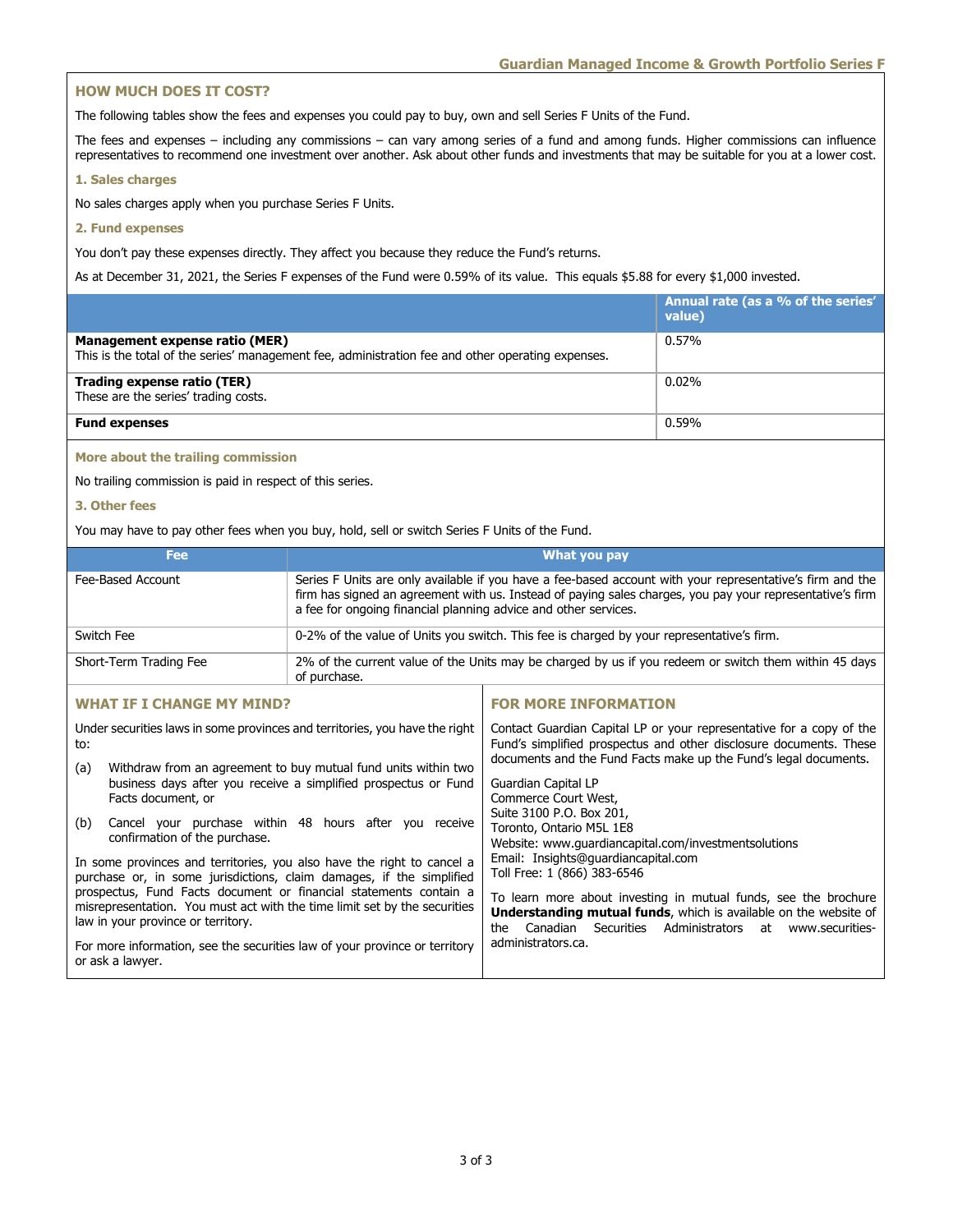## HOW MUCH DOES IT COST?

The following tables show the fees and expenses you could pay to buy, own and sell Series F Units of the Fund.

The fees and expenses – including any commissions – can vary among series of a fund and among funds. Higher commissions can influence representatives to recommend one investment over another. Ask about other funds and investments that may be suitable for you at a lower cost.

### 1. Sales charges

No sales charges apply when you purchase Series F Units.

### 2. Fund expenses

You don't pay these expenses directly. They affect you because they reduce the Fund's returns.

As at December 31, 2021, the Series F expenses of the Fund were 0.59% of its value. This equals $5.88 for every $1,000 invested.

| | Annual rate (as a % of the series' value) |
|---|---|
| **Management expense ratio (MER)**<br>This is the total of the series' management fee, administration fee and other operating expenses. | 0.57% |
| **Trading expense ratio (TER)**<br>These are the series' trading costs. | 0.02% |
| **Fund expenses** | 0.59% |

### More about the trailing commission

No trailing commission is paid in respect of this series.

### 3. Other fees

You may have to pay other fees when you buy, hold, sell or switch Series F Units of the Fund.

| Fee | What you pay |
|---|---|
| Fee-Based Account | Series F Units are only available if you have a fee-based account with your representative's firm and the firm has signed an agreement with us. Instead of paying sales charges, you pay your representative's firm a fee for ongoing financial planning advice and other services. |
| Switch Fee | 0-2% of the value of Units you switch. This fee is charged by your representative's firm. |
| Short-Term Trading Fee | 2% of the current value of the Units may be charged by us if you redeem or switch them within 45 days of purchase. |

## WHAT IF I CHANGE MY MIND?

Under securities laws in some provinces and territories, you have the right to:

(a) Withdraw from an agreement to buy mutual fund units within two business days after you receive a simplified prospectus or Fund Facts document, or

(b) Cancel your purchase within 48 hours after you receive confirmation of the purchase.

In some provinces and territories, you also have the right to cancel a purchase or, in some jurisdictions, claim damages, if the simplified prospectus, Fund Facts document or financial statements contain a misrepresentation. You must act with the time limit set by the securities law in your province or territory.

For more information, see the securities law of your province or territory or ask a lawyer.

## FOR MORE INFORMATION

Contact Guardian Capital LP or your representative for a copy of the Fund's simplified prospectus and other disclosure documents. These documents and the Fund Facts make up the Fund's legal documents.

Guardian Capital LP
Commerce Court West,
Suite 3100 P.O. Box 201,
Toronto, Ontario M5L 1E8
Website: www.guardiancapital.com/investmentsolutions
Email: Insights@guardiancapital.com
Toll Free: 1 (866) 383-6546

To learn more about investing in mutual funds, see the brochure **Understanding mutual funds**, which is available on the website of the Canadian Securities Administrators at www.securities-administrators.ca.